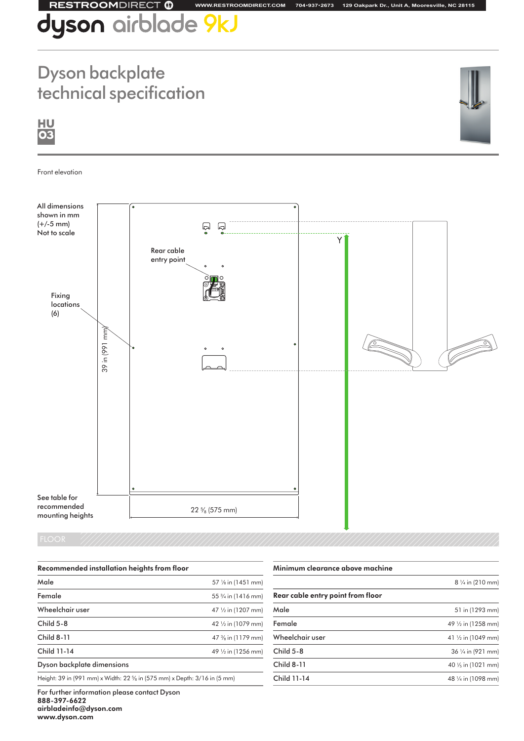# dyson airblade 9kJ

## Dyson backplate technical specification

HU 03

Front elevation

All dimensions shown in mm (+/-5 mm)
Not to scale

Rear cable entry point

Fixing locations (6)

39 in (991 mm)

22 ⅝ (575 mm)

Y

See table for recommended mounting heights

FLOOR

| Recommended installation heights from floor | |
|---|---|
| Male | 57 ⅛ in (1451 mm) |
| Female | 55 ¾ in (1416 mm) |
| Wheelchair user | 47 ½ in (1207 mm) |
| Child 5-8 | 42 ½ in (1079 mm) |
| Child 8-11 | 47 ⅜ in (1179 mm) |
| Child 11-14 | 49 ½ in (1256 mm) |

**Dyson backplate dimensions**

Height: 39 in (991 mm) x Width: 22 ⅝ in (575 mm) x Depth: 3/16 in (5 mm)

| Minimum clearance above machine | |
|---|---|
| | 8 ¼ in (210 mm) |

| Rear cable entry point from floor | |
|---|---|
| Male | 51 in (1293 mm) |
| Female | 49 ½ in (1258 mm) |
| Wheelchair user | 41 ½ in (1049 mm) |
| Child 5-8 | 36 ¼ in (921 mm) |
| Child 8-11 | 40 ⅕ in (1021 mm) |
| Child 11-14 | 48 ¼ in (1098 mm) |

For further information please contact Dyson
**888-397-6622**
**airbladeinfo@dyson.com**
**www.dyson.com**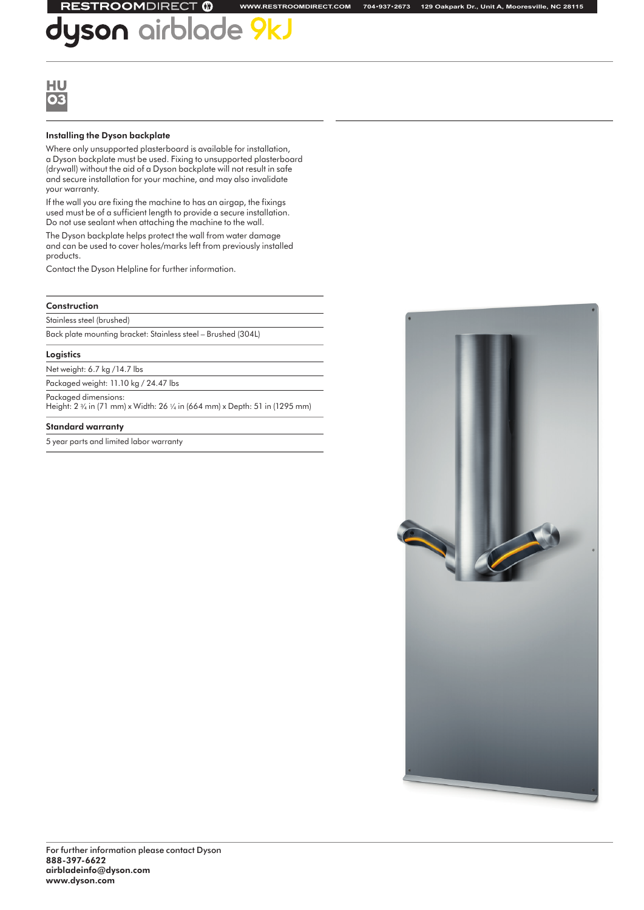# dyson airblade 9kJ

**HU 03**

### Installing the Dyson backplate

Where only unsupported plasterboard is available for installation, a Dyson backplate must be used. Fixing to unsupported plasterboard (drywall) without the aid of a Dyson backplate will not result in safe and secure installation for your machine, and may also invalidate your warranty.

If the wall you are fixing the machine to has an airgap, the fixings used must be of a sufficient length to provide a secure installation. Do not use sealant when attaching the machine to the wall.

The Dyson backplate helps protect the wall from water damage and can be used to cover holes/marks left from previously installed products.

Contact the Dyson Helpline for further information.

### Construction

Stainless steel (brushed)

Back plate mounting bracket: Stainless steel – Brushed (304L)

### Logistics

Net weight: 6.7 kg /14.7 lbs

Packaged weight: 11.10 kg / 24.47 lbs

Packaged dimensions:
Height: 2 ¾ in (71 mm) x Width: 26 ¼ in (664 mm) x Depth: 51 in (1295 mm)

### Standard warranty

5 year parts and limited labor warranty

For further information please contact Dyson
**888-397-6622**
**airbladeinfo@dyson.com**
**www.dyson.com**